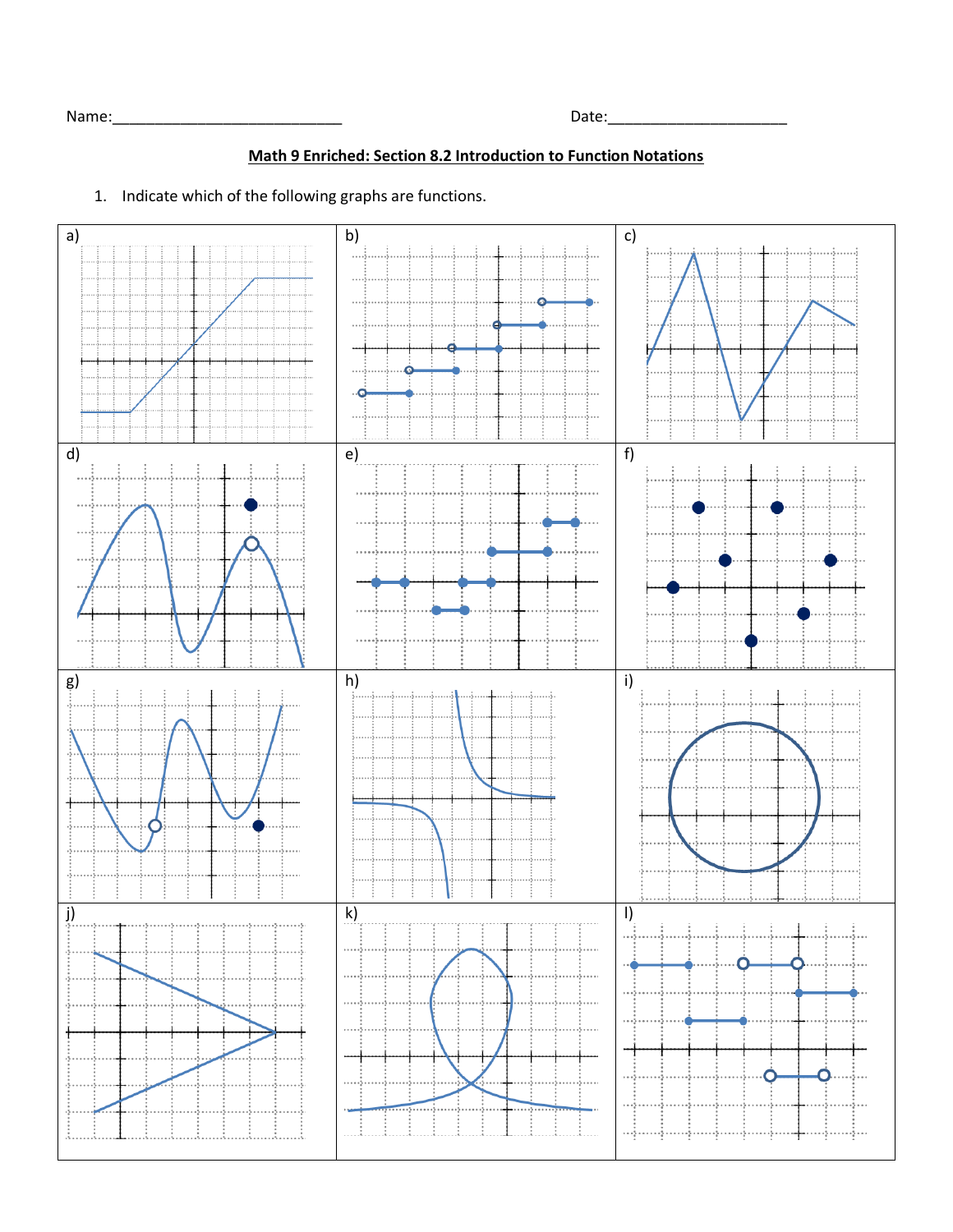Name:____________________________ Date:______________________

**Math 9 Enriched: Section 8.2 Introduction to Function Notations**

1. Indicate which of the following graphs are functions.

a)

b)

c)

d)

e)

f)

g)

h)

i)

j)

k)

l)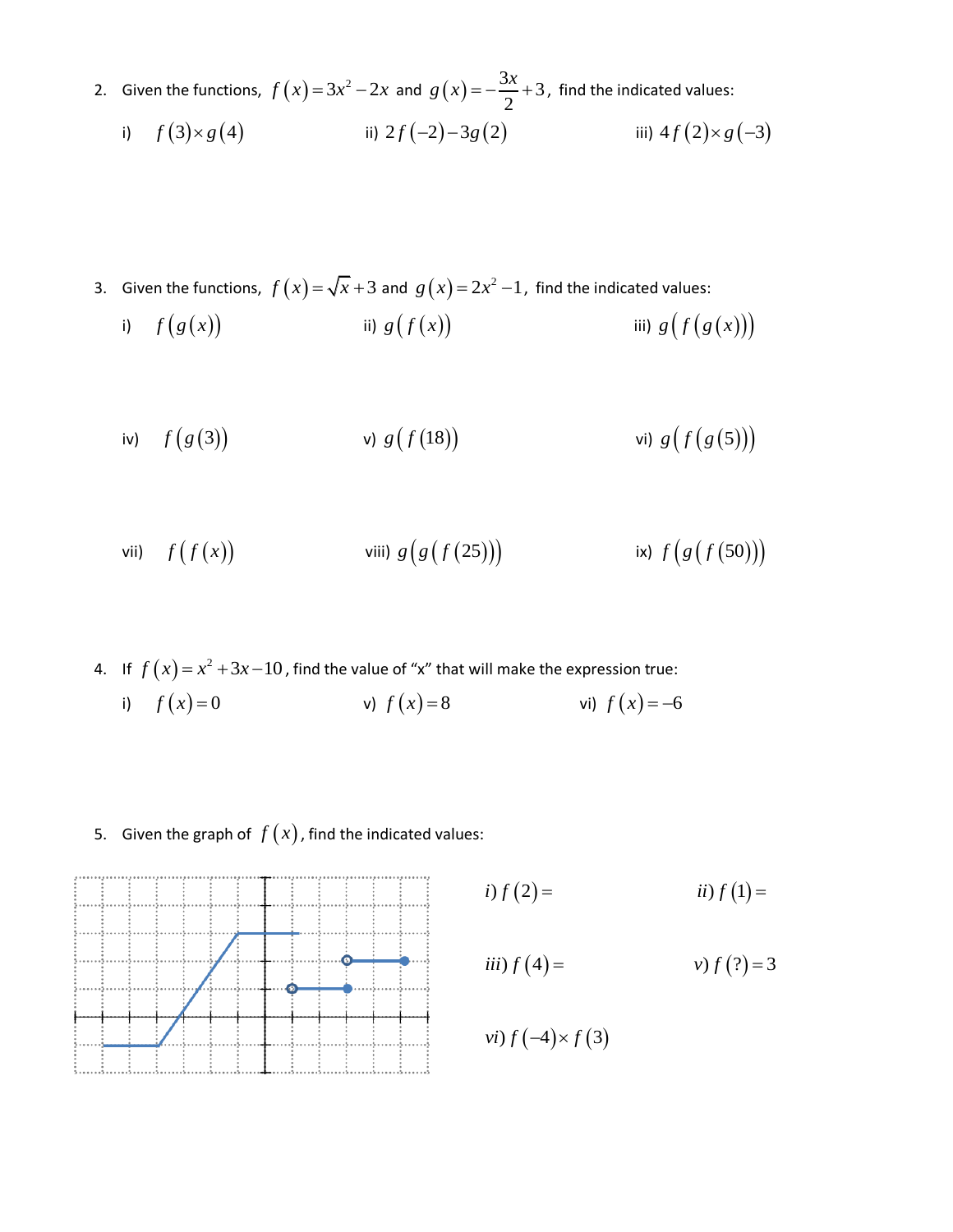2. Given the functions, $f(x) = 3x^2 - 2x$ and $g(x) = -\frac{3x}{2} + 3$, find the indicated values:

   i) $f(3) \times g(4)$ &nbsp;&nbsp;&nbsp;&nbsp; ii) $2f(-2) - 3g(2)$ &nbsp;&nbsp;&nbsp;&nbsp; iii) $4f(2) \times g(-3)$

3. Given the functions, $f(x) = \sqrt{x} + 3$ and $g(x) = 2x^2 - 1$, find the indicated values:

   i) $f(g(x))$ &nbsp;&nbsp;&nbsp;&nbsp; ii) $g(f(x))$ &nbsp;&nbsp;&nbsp;&nbsp; iii) $g(f(g(x)))$

   iv) $f(g(3))$ &nbsp;&nbsp;&nbsp;&nbsp; v) $g(f(18))$ &nbsp;&nbsp;&nbsp;&nbsp; vi) $g(f(g(5)))$

   vii) $f(f(x))$ &nbsp;&nbsp;&nbsp;&nbsp; viii) $g(g(f(25)))$ &nbsp;&nbsp;&nbsp;&nbsp; ix) $f(g(f(50)))$

4. If $f(x) = x^2 + 3x - 10$, find the value of "x" that will make the expression true:

   i) $f(x) = 0$ &nbsp;&nbsp;&nbsp;&nbsp; v) $f(x) = 8$ &nbsp;&nbsp;&nbsp;&nbsp; vi) $f(x) = -6$

5. Given the graph of $f(x)$, find the indicated values:

   $i)\ f(2) =$ &nbsp;&nbsp;&nbsp;&nbsp; $ii)\ f(1) =$

   $iii)\ f(4) =$ &nbsp;&nbsp;&nbsp;&nbsp; $v)\ f(?) = 3$

   $vi)\ f(-4) \times f(3)$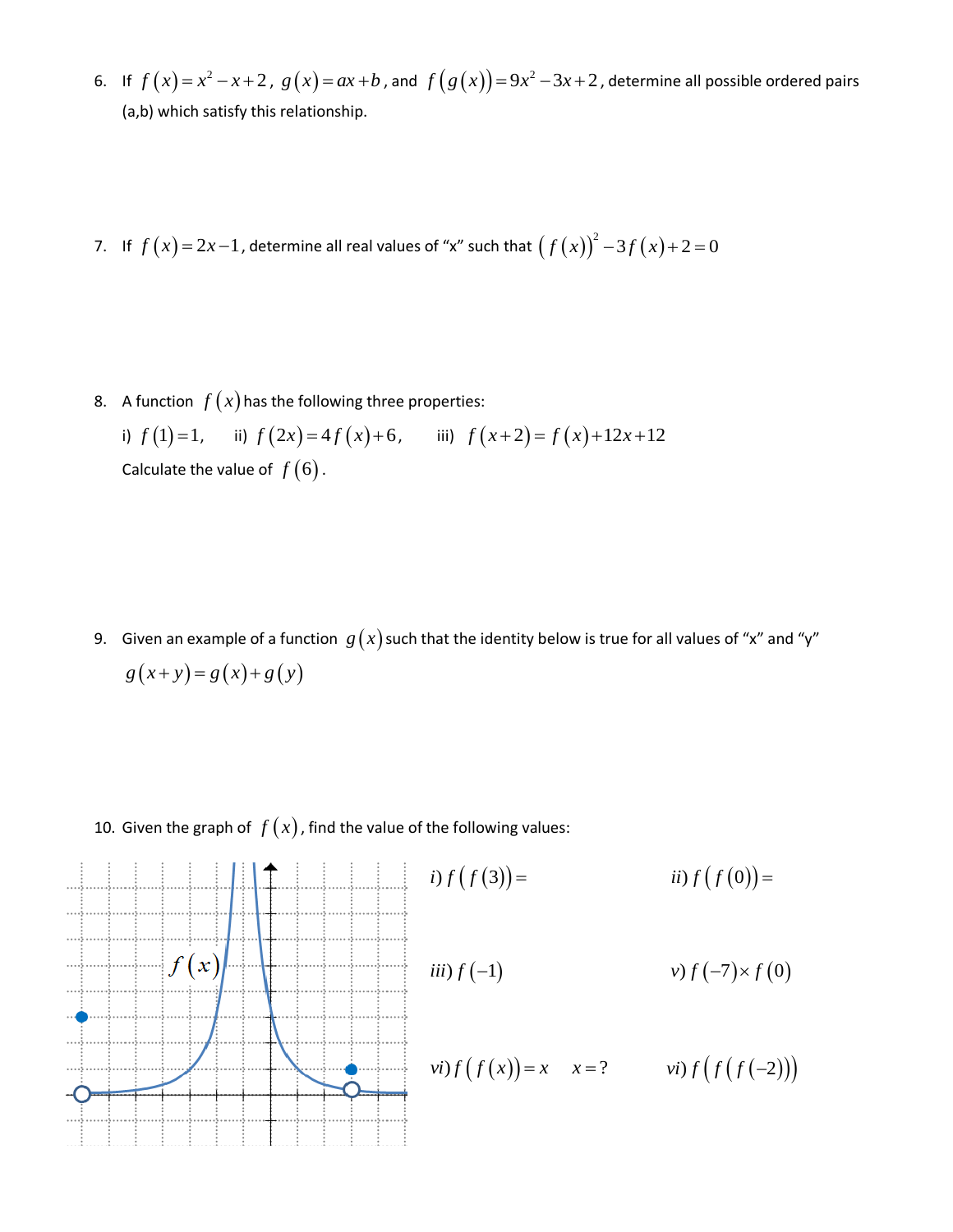6. If $f(x) = x^2 - x + 2$, $g(x) = ax + b$, and $f(g(x)) = 9x^2 - 3x + 2$, determine all possible ordered pairs (a,b) which satisfy this relationship.

7. If $f(x) = 2x - 1$, determine all real values of "x" such that $(f(x))^2 - 3f(x) + 2 = 0$

8. A function $f(x)$ has the following three properties:

   i) $f(1) = 1$, ii) $f(2x) = 4f(x) + 6$, iii) $f(x+2) = f(x) + 12x + 12$

   Calculate the value of $f(6)$.

9. Given an example of a function $g(x)$ such that the identity below is true for all values of "x" and "y"

   $g(x+y) = g(x) + g(y)$

10. Given the graph of $f(x)$, find the value of the following values:

    i) $f(f(3)) =$

    ii) $f(f(0)) =$

    iii) $f(-1)$

    v) $f(-7) \times f(0)$

    vi) $f(f(x)) = x \quad x = ?$

    vi) $f(f(f(-2)))$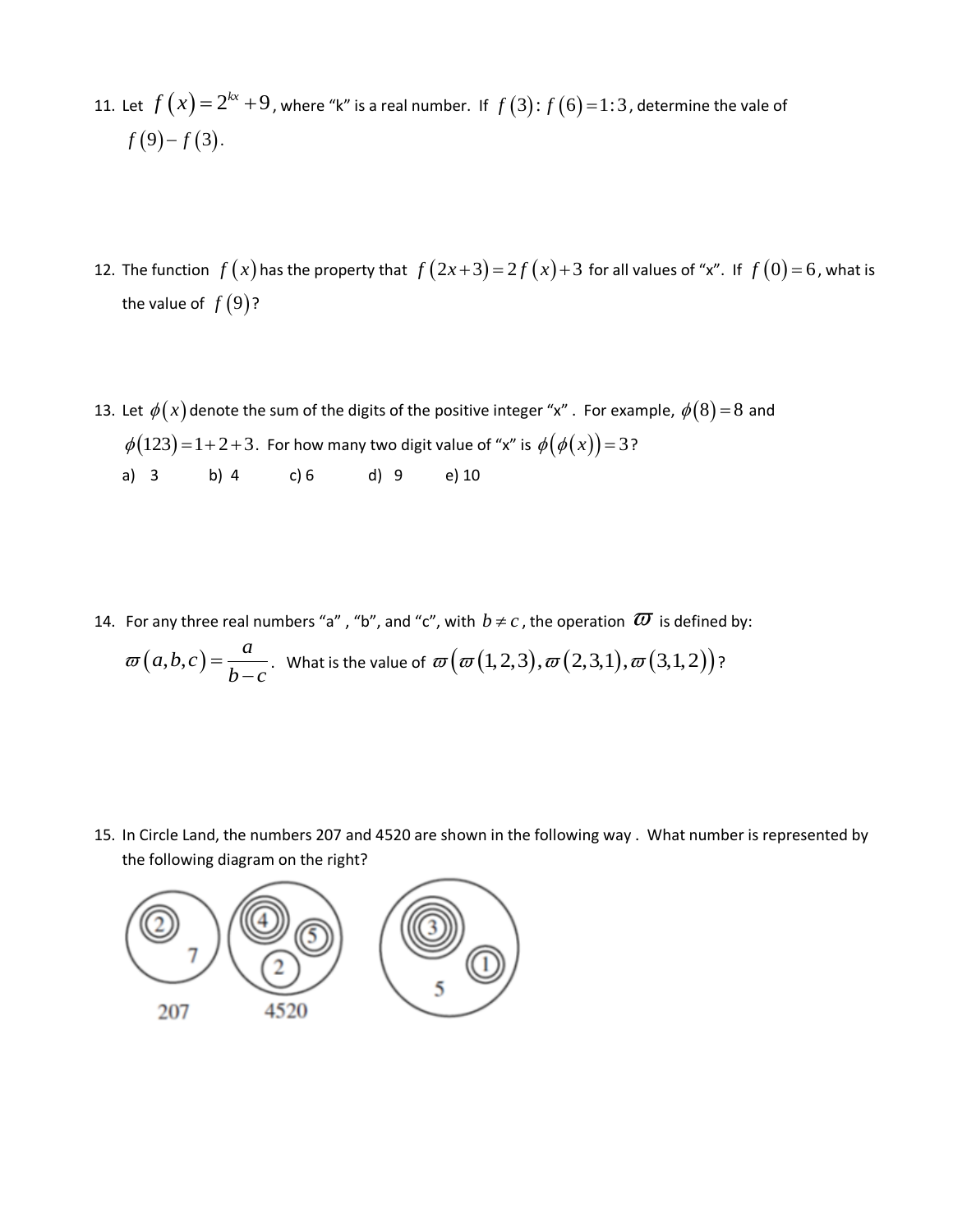11. Let $f(x) = 2^{kx} + 9$, where "k" is a real number. If $f(3) : f(6) = 1 : 3$, determine the vale of $f(9) - f(3)$.

12. The function $f(x)$ has the property that $f(2x+3) = 2f(x) + 3$ for all values of "x". If $f(0) = 6$, what is the value of $f(9)$?

13. Let $\phi(x)$ denote the sum of the digits of the positive integer "x". For example, $\phi(8) = 8$ and $\phi(123) = 1+2+3$. For how many two digit value of "x" is $\phi(\phi(x)) = 3$?

    a) 3   b) 4   c) 6   d) 9   e) 10

14. For any three real numbers "a", "b", and "c", with $b \neq c$, the operation $\varpi$ is defined by: $\varpi(a,b,c) = \dfrac{a}{b-c}$. What is the value of $\varpi(\varpi(1,2,3), \varpi(2,3,1), \varpi(3,1,2))$?

15. In Circle Land, the numbers 207 and 4520 are shown in the following way. What number is represented by the following diagram on the right?

2

7

207

4

5

2

4520

3

1

5